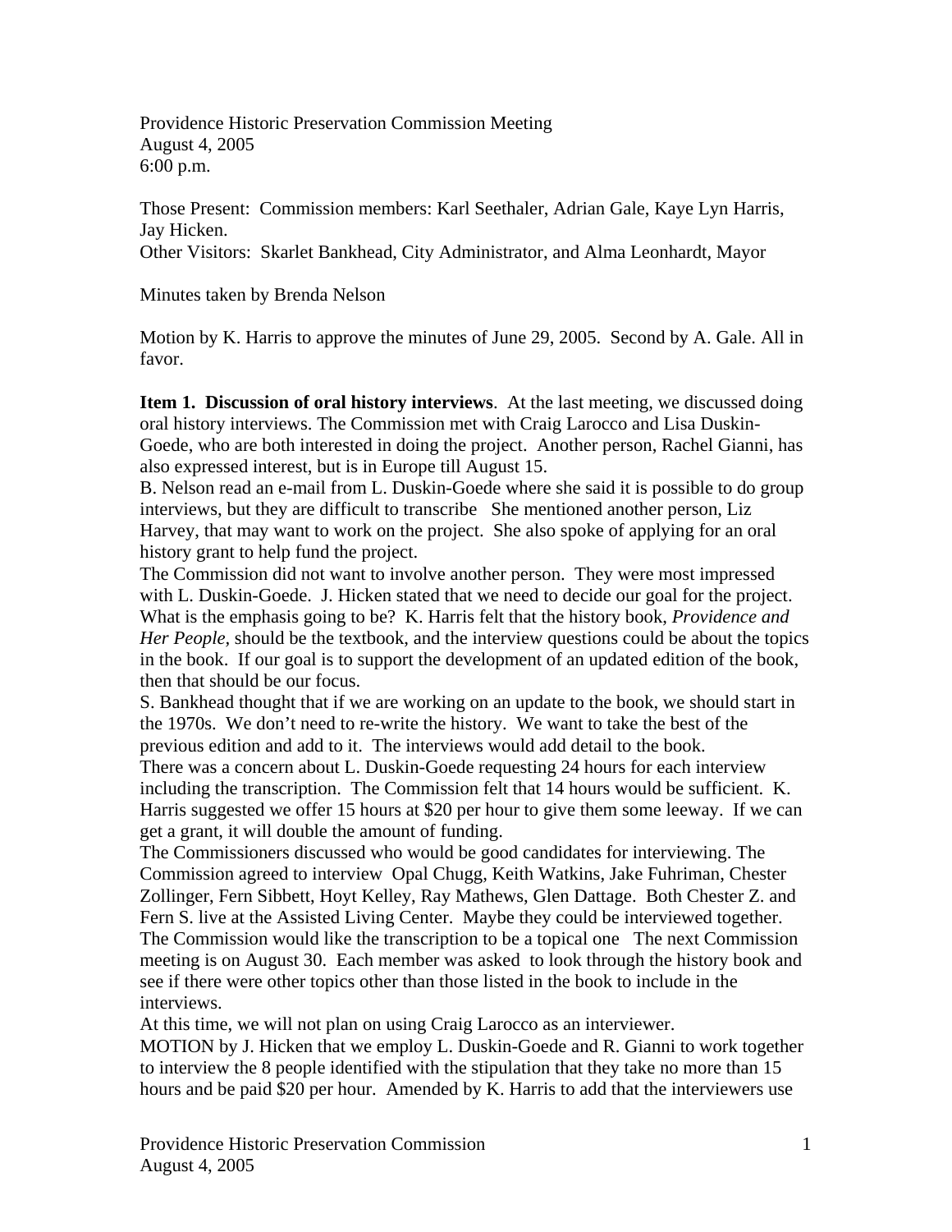Providence Historic Preservation Commission Meeting
August 4, 2005
6:00 p.m.

Those Present: Commission members: Karl Seethaler, Adrian Gale, Kaye Lyn Harris, Jay Hicken.
Other Visitors: Skarlet Bankhead, City Administrator, and Alma Leonhardt, Mayor

Minutes taken by Brenda Nelson

Motion by K. Harris to approve the minutes of June 29, 2005. Second by A. Gale. All in favor.

**Item 1. Discussion of oral history interviews**. At the last meeting, we discussed doing oral history interviews. The Commission met with Craig Larocco and Lisa Duskin-Goede, who are both interested in doing the project. Another person, Rachel Gianni, has also expressed interest, but is in Europe till August 15.
B. Nelson read an e-mail from L. Duskin-Goede where she said it is possible to do group interviews, but they are difficult to transcribe She mentioned another person, Liz Harvey, that may want to work on the project. She also spoke of applying for an oral history grant to help fund the project.
The Commission did not want to involve another person. They were most impressed with L. Duskin-Goede. J. Hicken stated that we need to decide our goal for the project. What is the emphasis going to be? K. Harris felt that the history book, *Providence and Her People*, should be the textbook, and the interview questions could be about the topics in the book. If our goal is to support the development of an updated edition of the book, then that should be our focus.
S. Bankhead thought that if we are working on an update to the book, we should start in the 1970s. We don't need to re-write the history. We want to take the best of the previous edition and add to it. The interviews would add detail to the book.
There was a concern about L. Duskin-Goede requesting 24 hours for each interview including the transcription. The Commission felt that 14 hours would be sufficient. K. Harris suggested we offer 15 hours at $20 per hour to give them some leeway. If we can get a grant, it will double the amount of funding.
The Commissioners discussed who would be good candidates for interviewing. The Commission agreed to interview Opal Chugg, Keith Watkins, Jake Fuhriman, Chester Zollinger, Fern Sibbett, Hoyt Kelley, Ray Mathews, Glen Dattage. Both Chester Z. and Fern S. live at the Assisted Living Center. Maybe they could be interviewed together.
The Commission would like the transcription to be a topical one The next Commission meeting is on August 30. Each member was asked to look through the history book and see if there were other topics other than those listed in the book to include in the interviews.
At this time, we will not plan on using Craig Larocco as an interviewer.
MOTION by J. Hicken that we employ L. Duskin-Goede and R. Gianni to work together to interview the 8 people identified with the stipulation that they take no more than 15 hours and be paid $20 per hour. Amended by K. Harris to add that the interviewers use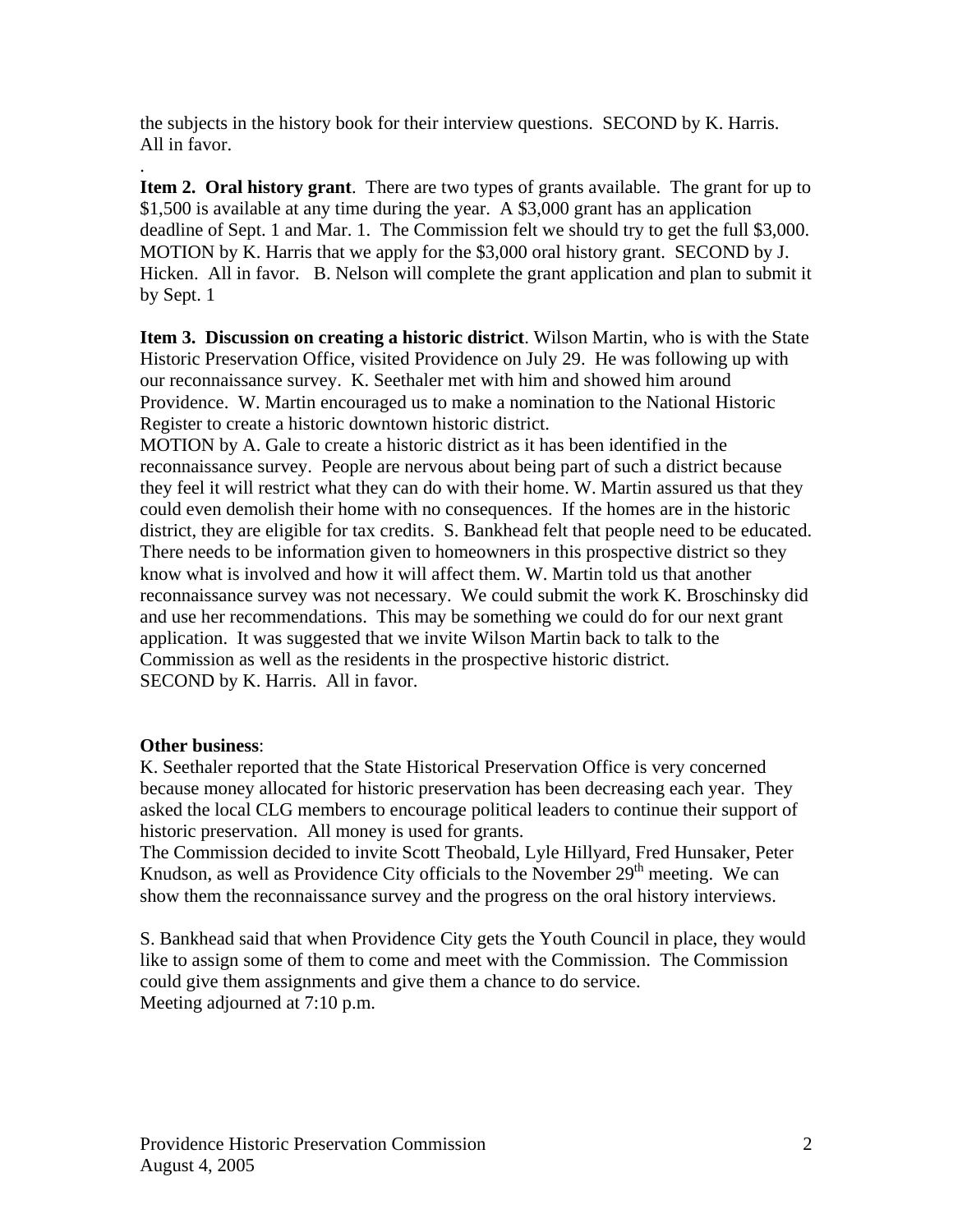the subjects in the history book for their interview questions. SECOND by K. Harris. All in favor.

.

**Item 2. Oral history grant**. There are two types of grants available. The grant for up to $1,500 is available at any time during the year. A $3,000 grant has an application deadline of Sept. 1 and Mar. 1. The Commission felt we should try to get the full $3,000. MOTION by K. Harris that we apply for the $3,000 oral history grant. SECOND by J. Hicken. All in favor. B. Nelson will complete the grant application and plan to submit it by Sept. 1

**Item 3. Discussion on creating a historic district**. Wilson Martin, who is with the State Historic Preservation Office, visited Providence on July 29. He was following up with our reconnaissance survey. K. Seethaler met with him and showed him around Providence. W. Martin encouraged us to make a nomination to the National Historic Register to create a historic downtown historic district.

MOTION by A. Gale to create a historic district as it has been identified in the reconnaissance survey. People are nervous about being part of such a district because they feel it will restrict what they can do with their home. W. Martin assured us that they could even demolish their home with no consequences. If the homes are in the historic district, they are eligible for tax credits. S. Bankhead felt that people need to be educated. There needs to be information given to homeowners in this prospective district so they know what is involved and how it will affect them. W. Martin told us that another reconnaissance survey was not necessary. We could submit the work K. Broschinsky did and use her recommendations. This may be something we could do for our next grant application. It was suggested that we invite Wilson Martin back to talk to the Commission as well as the residents in the prospective historic district.

SECOND by K. Harris. All in favor.

**Other business**:

K. Seethaler reported that the State Historical Preservation Office is very concerned because money allocated for historic preservation has been decreasing each year. They asked the local CLG members to encourage political leaders to continue their support of historic preservation. All money is used for grants.

The Commission decided to invite Scott Theobald, Lyle Hillyard, Fred Hunsaker, Peter Knudson, as well as Providence City officials to the November 29th meeting. We can show them the reconnaissance survey and the progress on the oral history interviews.

S. Bankhead said that when Providence City gets the Youth Council in place, they would like to assign some of them to come and meet with the Commission. The Commission could give them assignments and give them a chance to do service.

Meeting adjourned at 7:10 p.m.